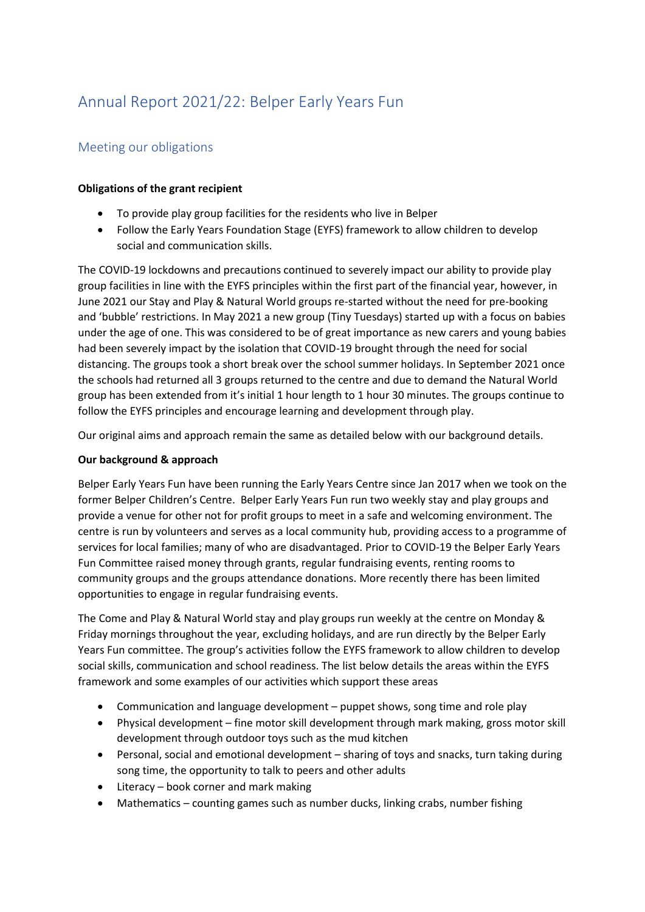# Annual Report 2021/22: Belper Early Years Fun

## Meeting our obligations

**Obligations of the grant recipient**

- To provide play group facilities for the residents who live in Belper
- Follow the Early Years Foundation Stage (EYFS) framework to allow children to develop social and communication skills.

The COVID-19 lockdowns and precautions continued to severely impact our ability to provide play group facilities in line with the EYFS principles within the first part of the financial year, however, in June 2021 our Stay and Play & Natural World groups re-started without the need for pre-booking and 'bubble' restrictions. In May 2021 a new group (Tiny Tuesdays) started up with a focus on babies under the age of one. This was considered to be of great importance as new carers and young babies had been severely impact by the isolation that COVID-19 brought through the need for social distancing. The groups took a short break over the school summer holidays. In September 2021 once the schools had returned all 3 groups returned to the centre and due to demand the Natural World group has been extended from it's initial 1 hour length to 1 hour 30 minutes. The groups continue to follow the EYFS principles and encourage learning and development through play.

Our original aims and approach remain the same as detailed below with our background details.

**Our background & approach**

Belper Early Years Fun have been running the Early Years Centre since Jan 2017 when we took on the former Belper Children's Centre. Belper Early Years Fun run two weekly stay and play groups and provide a venue for other not for profit groups to meet in a safe and welcoming environment. The centre is run by volunteers and serves as a local community hub, providing access to a programme of services for local families; many of who are disadvantaged. Prior to COVID-19 the Belper Early Years Fun Committee raised money through grants, regular fundraising events, renting rooms to community groups and the groups attendance donations. More recently there has been limited opportunities to engage in regular fundraising events.

The Come and Play & Natural World stay and play groups run weekly at the centre on Monday & Friday mornings throughout the year, excluding holidays, and are run directly by the Belper Early Years Fun committee. The group's activities follow the EYFS framework to allow children to develop social skills, communication and school readiness. The list below details the areas within the EYFS framework and some examples of our activities which support these areas

- Communication and language development – puppet shows, song time and role play
- Physical development – fine motor skill development through mark making, gross motor skill development through outdoor toys such as the mud kitchen
- Personal, social and emotional development – sharing of toys and snacks, turn taking during song time, the opportunity to talk to peers and other adults
- Literacy – book corner and mark making
- Mathematics – counting games such as number ducks, linking crabs, number fishing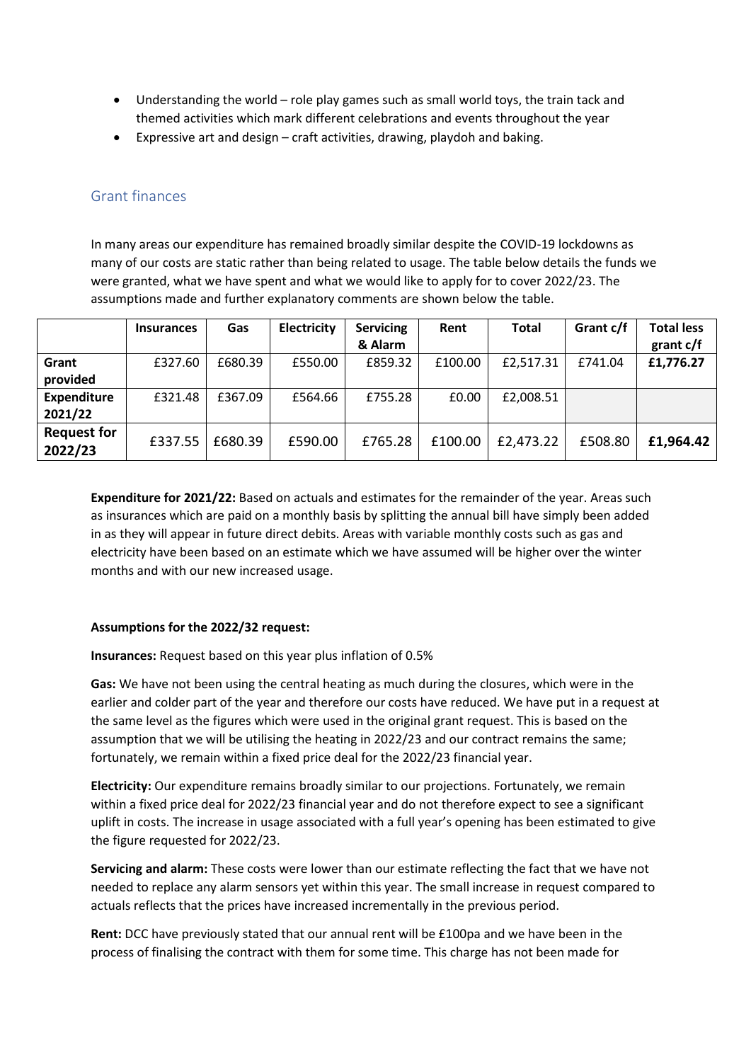- Understanding the world – role play games such as small world toys, the train tack and themed activities which mark different celebrations and events throughout the year
- Expressive art and design – craft activities, drawing, playdoh and baking.

## Grant finances

In many areas our expenditure has remained broadly similar despite the COVID-19 lockdowns as many of our costs are static rather than being related to usage. The table below details the funds we were granted, what we have spent and what we would like to apply for to cover 2022/23. The assumptions made and further explanatory comments are shown below the table.

| | Insurances | Gas | Electricity | Servicing & Alarm | Rent | Total | Grant c/f | Total less grant c/f |
|---|---|---|---|---|---|---|---|---|
| **Grant provided** | £327.60 | £680.39 | £550.00 | £859.32 | £100.00 | £2,517.31 | £741.04 | **£1,776.27** |
| **Expenditure 2021/22** | £321.48 | £367.09 | £564.66 | £755.28 | £0.00 | £2,008.51 | | |
| **Request for 2022/23** | £337.55 | £680.39 | £590.00 | £765.28 | £100.00 | £2,473.22 | £508.80 | **£1,964.42** |

**Expenditure for 2021/22:** Based on actuals and estimates for the remainder of the year. Areas such as insurances which are paid on a monthly basis by splitting the annual bill have simply been added in as they will appear in future direct debits. Areas with variable monthly costs such as gas and electricity have been based on an estimate which we have assumed will be higher over the winter months and with our new increased usage.

**Assumptions for the 2022/32 request:**

**Insurances:** Request based on this year plus inflation of 0.5%

**Gas:** We have not been using the central heating as much during the closures, which were in the earlier and colder part of the year and therefore our costs have reduced. We have put in a request at the same level as the figures which were used in the original grant request. This is based on the assumption that we will be utilising the heating in 2022/23 and our contract remains the same; fortunately, we remain within a fixed price deal for the 2022/23 financial year.

**Electricity:** Our expenditure remains broadly similar to our projections. Fortunately, we remain within a fixed price deal for 2022/23 financial year and do not therefore expect to see a significant uplift in costs. The increase in usage associated with a full year's opening has been estimated to give the figure requested for 2022/23.

**Servicing and alarm:** These costs were lower than our estimate reflecting the fact that we have not needed to replace any alarm sensors yet within this year. The small increase in request compared to actuals reflects that the prices have increased incrementally in the previous period.

**Rent:** DCC have previously stated that our annual rent will be £100pa and we have been in the process of finalising the contract with them for some time. This charge has not been made for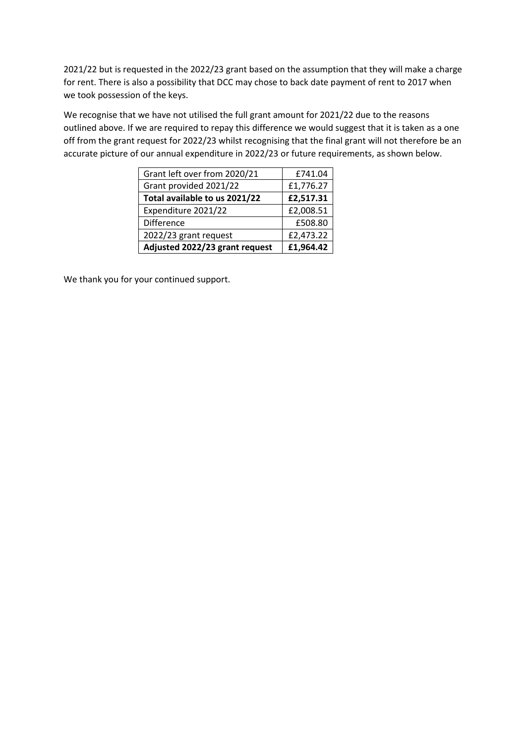2021/22 but is requested in the 2022/23 grant based on the assumption that they will make a charge for rent. There is also a possibility that DCC may chose to back date payment of rent to 2017 when we took possession of the keys.

We recognise that we have not utilised the full grant amount for 2021/22 due to the reasons outlined above. If we are required to repay this difference we would suggest that it is taken as a one off from the grant request for 2022/23 whilst recognising that the final grant will not therefore be an accurate picture of our annual expenditure in 2022/23 or future requirements, as shown below.

| | |
|---|---:|
| Grant left over from 2020/21 | £741.04 |
| Grant provided 2021/22 | £1,776.27 |
| **Total available to us 2021/22** | **£2,517.31** |
| Expenditure 2021/22 | £2,008.51 |
| Difference | £508.80 |
| 2022/23 grant request | £2,473.22 |
| **Adjusted 2022/23 grant request** | **£1,964.42** |

We thank you for your continued support.